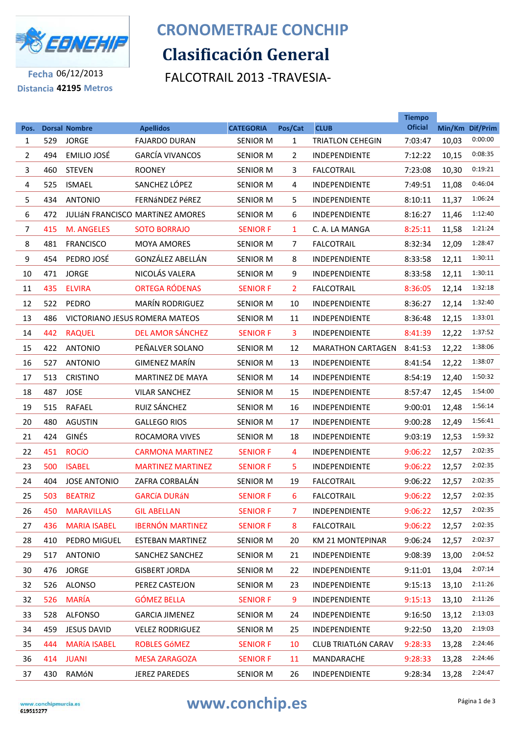# CRONOMETRAJE CONCHIP

## Clasificación General

FALCOTRAIL 2013 -TRAVESIA-

Fecha 06/12/2013

Distancia **42195** Metros

| Pos. | Dorsal | Nombre | Apellidos | CATEGORIA | Pos/Cat | CLUB | Tiempo Oficial | Min/Km | Dif/Prim |
|---|---|---|---|---|---|---|---|---|---|
| 1 | 529 | JORGE | FAJARDO DURAN | SENIOR M | 1 | TRIATLON CEHEGIN | 7:03:47 | 10,03 | 0:00:00 |
| 2 | 494 | EMILIO JOSÉ | GARCÍA VIVANCOS | SENIOR M | 2 | INDEPENDIENTE | 7:12:22 | 10,15 | 0:08:35 |
| 3 | 460 | STEVEN | ROONEY | SENIOR M | 3 | FALCOTRAIL | 7:23:08 | 10,30 | 0:19:21 |
| 4 | 525 | ISMAEL | SANCHEZ LÓPEZ | SENIOR M | 4 | INDEPENDIENTE | 7:49:51 | 11,08 | 0:46:04 |
| 5 | 434 | ANTONIO | FERNáNDEZ PéREZ | SENIOR M | 5 | INDEPENDIENTE | 8:10:11 | 11,37 | 1:06:24 |
| 6 | 472 | JULIáN FRANCISCO | MARTíNEZ AMORES | SENIOR M | 6 | INDEPENDIENTE | 8:16:27 | 11,46 | 1:12:40 |
| 7 | 415 | M. ANGELES | SOTO BORRAJO | SENIOR F | 1 | C. A. LA MANGA | 8:25:11 | 11,58 | 1:21:24 |
| 8 | 481 | FRANCISCO | MOYA AMORES | SENIOR M | 7 | FALCOTRAIL | 8:32:34 | 12,09 | 1:28:47 |
| 9 | 454 | PEDRO JOSÉ | GONZÁLEZ ABELLÁN | SENIOR M | 8 | INDEPENDIENTE | 8:33:58 | 12,11 | 1:30:11 |
| 10 | 471 | JORGE | NICOLÁS VALERA | SENIOR M | 9 | INDEPENDIENTE | 8:33:58 | 12,11 | 1:30:11 |
| 11 | 435 | ELVIRA | ORTEGA RÓDENAS | SENIOR F | 2 | FALCOTRAIL | 8:36:05 | 12,14 | 1:32:18 |
| 12 | 522 | PEDRO | MARÍN RODRIGUEZ | SENIOR M | 10 | INDEPENDIENTE | 8:36:27 | 12,14 | 1:32:40 |
| 13 | 486 | VICTORIANO JESUS | ROMERA MATEOS | SENIOR M | 11 | INDEPENDIENTE | 8:36:48 | 12,15 | 1:33:01 |
| 14 | 442 | RAQUEL | DEL AMOR SÁNCHEZ | SENIOR F | 3 | INDEPENDIENTE | 8:41:39 | 12,22 | 1:37:52 |
| 15 | 422 | ANTONIO | PEÑALVER SOLANO | SENIOR M | 12 | MARATHON CARTAGEN | 8:41:53 | 12,22 | 1:38:06 |
| 16 | 527 | ANTONIO | GIMENEZ MARÍN | SENIOR M | 13 | INDEPENDIENTE | 8:41:54 | 12,22 | 1:38:07 |
| 17 | 513 | CRISTINO | MARTINEZ DE MAYA | SENIOR M | 14 | INDEPENDIENTE | 8:54:19 | 12,40 | 1:50:32 |
| 18 | 487 | JOSE | VILAR SANCHEZ | SENIOR M | 15 | INDEPENDIENTE | 8:57:47 | 12,45 | 1:54:00 |
| 19 | 515 | RAFAEL | RUIZ SÁNCHEZ | SENIOR M | 16 | INDEPENDIENTE | 9:00:01 | 12,48 | 1:56:14 |
| 20 | 480 | AGUSTIN | GALLEGO RIOS | SENIOR M | 17 | INDEPENDIENTE | 9:00:28 | 12,49 | 1:56:41 |
| 21 | 424 | GINÉS | ROCAMORA VIVES | SENIOR M | 18 | INDEPENDIENTE | 9:03:19 | 12,53 | 1:59:32 |
| 22 | 451 | ROCíO | CARMONA MARTINEZ | SENIOR F | 4 | INDEPENDIENTE | 9:06:22 | 12,57 | 2:02:35 |
| 23 | 500 | ISABEL | MARTINEZ MARTINEZ | SENIOR F | 5 | INDEPENDIENTE | 9:06:22 | 12,57 | 2:02:35 |
| 24 | 404 | JOSE ANTONIO | ZAFRA CORBALÁN | SENIOR M | 19 | FALCOTRAIL | 9:06:22 | 12,57 | 2:02:35 |
| 25 | 503 | BEATRIZ | GARCÍA DURáN | SENIOR F | 6 | FALCOTRAIL | 9:06:22 | 12,57 | 2:02:35 |
| 26 | 450 | MARAVILLAS | GIL ABELLAN | SENIOR F | 7 | INDEPENDIENTE | 9:06:22 | 12,57 | 2:02:35 |
| 27 | 436 | MARIA ISABEL | IBERNÓN MARTINEZ | SENIOR F | 8 | FALCOTRAIL | 9:06:22 | 12,57 | 2:02:35 |
| 28 | 410 | PEDRO MIGUEL | ESTEBAN MARTINEZ | SENIOR M | 20 | KM 21 MONTEPINAR | 9:06:24 | 12,57 | 2:02:37 |
| 29 | 517 | ANTONIO | SANCHEZ SANCHEZ | SENIOR M | 21 | INDEPENDIENTE | 9:08:39 | 13,00 | 2:04:52 |
| 30 | 476 | JORGE | GISBERT JORDA | SENIOR M | 22 | INDEPENDIENTE | 9:11:01 | 13,04 | 2:07:14 |
| 32 | 526 | ALONSO | PEREZ CASTEJON | SENIOR M | 23 | INDEPENDIENTE | 9:15:13 | 13,10 | 2:11:26 |
| 32 | 526 | MARÍA | GÓMEZ BELLA | SENIOR F | 9 | INDEPENDIENTE | 9:15:13 | 13,10 | 2:11:26 |
| 33 | 528 | ALFONSO | GARCIA JIMENEZ | SENIOR M | 24 | INDEPENDIENTE | 9:16:50 | 13,12 | 2:13:03 |
| 34 | 459 | JESUS DAVID | VELEZ RODRIGUEZ | SENIOR M | 25 | INDEPENDIENTE | 9:22:50 | 13,20 | 2:19:03 |
| 35 | 444 | MARíA ISABEL | ROBLES GóMEZ | SENIOR F | 10 | CLUB TRIATLóN CARAV | 9:28:33 | 13,28 | 2:24:46 |
| 36 | 414 | JUANI | MESA ZARAGOZA | SENIOR F | 11 | MANDARACHE | 9:28:33 | 13,28 | 2:24:46 |
| 37 | 430 | RAMóN | JEREZ PAREDES | SENIOR M | 26 | INDEPENDIENTE | 9:28:34 | 13,28 | 2:24:47 |

www.conchipmurcia.es
619515277

www.conchip.es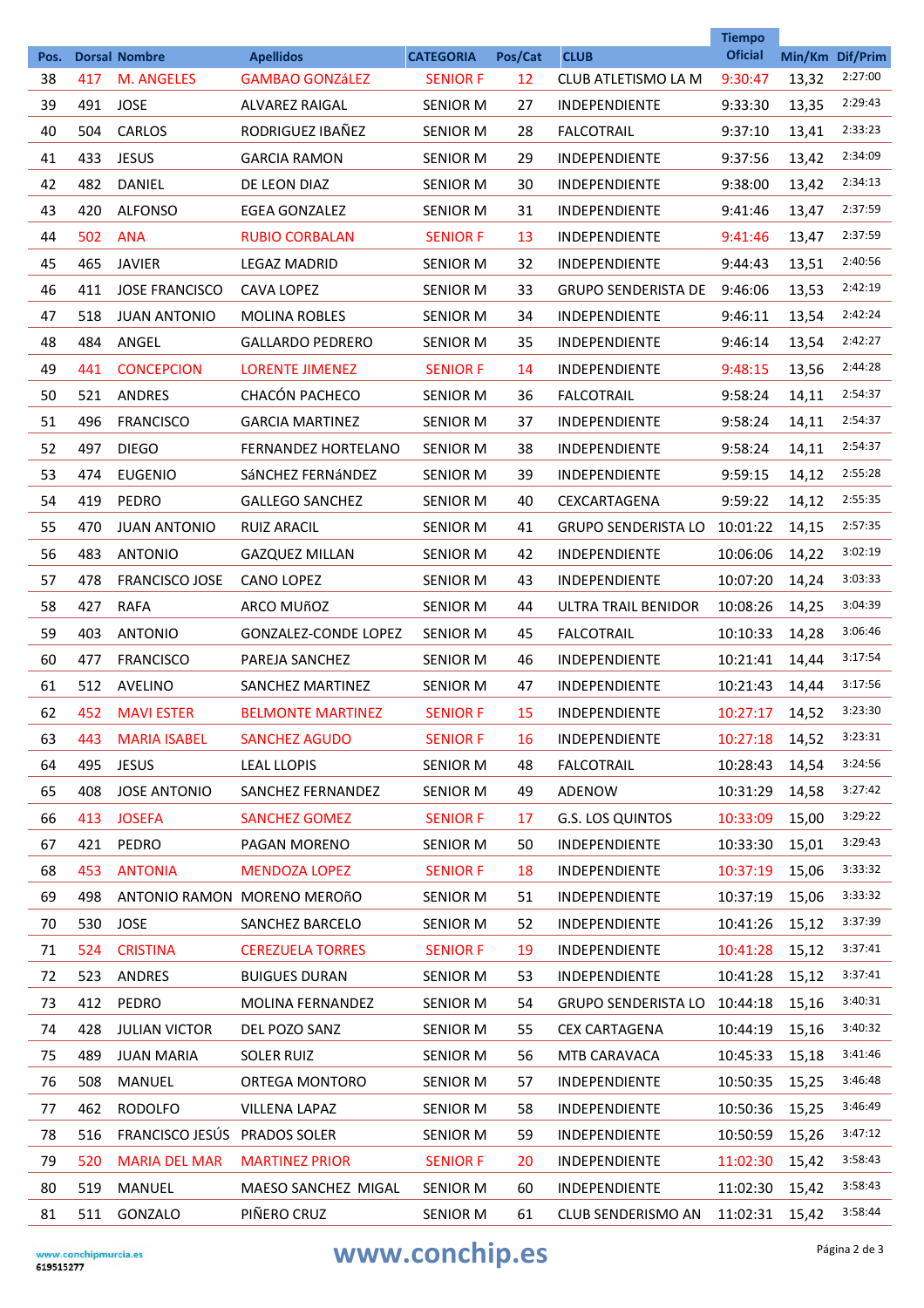| Pos. | Dorsal | Nombre | Apellidos | CATEGORIA | Pos/Cat | CLUB | Tiempo Oficial | Min/Km | Dif/Prim |
|---|---|---|---|---|---|---|---|---|---|
| 38 | 417 | M. ANGELES | GAMBAO GONZáLEZ | SENIOR F | 12 | CLUB ATLETISMO LA M | 9:30:47 | 13,32 | 2:27:00 |
| 39 | 491 | JOSE | ALVAREZ RAIGAL | SENIOR M | 27 | INDEPENDIENTE | 9:33:30 | 13,35 | 2:29:43 |
| 40 | 504 | CARLOS | RODRIGUEZ IBAÑEZ | SENIOR M | 28 | FALCOTRAIL | 9:37:10 | 13,41 | 2:33:23 |
| 41 | 433 | JESUS | GARCIA RAMON | SENIOR M | 29 | INDEPENDIENTE | 9:37:56 | 13,42 | 2:34:09 |
| 42 | 482 | DANIEL | DE LEON DIAZ | SENIOR M | 30 | INDEPENDIENTE | 9:38:00 | 13,42 | 2:34:13 |
| 43 | 420 | ALFONSO | EGEA GONZALEZ | SENIOR M | 31 | INDEPENDIENTE | 9:41:46 | 13,47 | 2:37:59 |
| 44 | 502 | ANA | RUBIO CORBALAN | SENIOR F | 13 | INDEPENDIENTE | 9:41:46 | 13,47 | 2:37:59 |
| 45 | 465 | JAVIER | LEGAZ MADRID | SENIOR M | 32 | INDEPENDIENTE | 9:44:43 | 13,51 | 2:40:56 |
| 46 | 411 | JOSE FRANCISCO | CAVA LOPEZ | SENIOR M | 33 | GRUPO SENDERISTA DE | 9:46:06 | 13,53 | 2:42:19 |
| 47 | 518 | JUAN ANTONIO | MOLINA ROBLES | SENIOR M | 34 | INDEPENDIENTE | 9:46:11 | 13,54 | 2:42:24 |
| 48 | 484 | ANGEL | GALLARDO PEDRERO | SENIOR M | 35 | INDEPENDIENTE | 9:46:14 | 13,54 | 2:42:27 |
| 49 | 441 | CONCEPCION | LORENTE JIMENEZ | SENIOR F | 14 | INDEPENDIENTE | 9:48:15 | 13,56 | 2:44:28 |
| 50 | 521 | ANDRES | CHACÓN PACHECO | SENIOR M | 36 | FALCOTRAIL | 9:58:24 | 14,11 | 2:54:37 |
| 51 | 496 | FRANCISCO | GARCIA MARTINEZ | SENIOR M | 37 | INDEPENDIENTE | 9:58:24 | 14,11 | 2:54:37 |
| 52 | 497 | DIEGO | FERNANDEZ HORTELANO | SENIOR M | 38 | INDEPENDIENTE | 9:58:24 | 14,11 | 2:54:37 |
| 53 | 474 | EUGENIO | SáNCHEZ FERNáNDEZ | SENIOR M | 39 | INDEPENDIENTE | 9:59:15 | 14,12 | 2:55:28 |
| 54 | 419 | PEDRO | GALLEGO SANCHEZ | SENIOR M | 40 | CEXCARTAGENA | 9:59:22 | 14,12 | 2:55:35 |
| 55 | 470 | JUAN ANTONIO | RUIZ ARACIL | SENIOR M | 41 | GRUPO SENDERISTA LO | 10:01:22 | 14,15 | 2:57:35 |
| 56 | 483 | ANTONIO | GAZQUEZ MILLAN | SENIOR M | 42 | INDEPENDIENTE | 10:06:06 | 14,22 | 3:02:19 |
| 57 | 478 | FRANCISCO JOSE | CANO LOPEZ | SENIOR M | 43 | INDEPENDIENTE | 10:07:20 | 14,24 | 3:03:33 |
| 58 | 427 | RAFA | ARCO MUñOZ | SENIOR M | 44 | ULTRA TRAIL BENIDOR | 10:08:26 | 14,25 | 3:04:39 |
| 59 | 403 | ANTONIO | GONZALEZ-CONDE LOPEZ | SENIOR M | 45 | FALCOTRAIL | 10:10:33 | 14,28 | 3:06:46 |
| 60 | 477 | FRANCISCO | PAREJA SANCHEZ | SENIOR M | 46 | INDEPENDIENTE | 10:21:41 | 14,44 | 3:17:54 |
| 61 | 512 | AVELINO | SANCHEZ MARTINEZ | SENIOR M | 47 | INDEPENDIENTE | 10:21:43 | 14,44 | 3:17:56 |
| 62 | 452 | MAVI ESTER | BELMONTE MARTINEZ | SENIOR F | 15 | INDEPENDIENTE | 10:27:17 | 14,52 | 3:23:30 |
| 63 | 443 | MARIA ISABEL | SANCHEZ AGUDO | SENIOR F | 16 | INDEPENDIENTE | 10:27:18 | 14,52 | 3:23:31 |
| 64 | 495 | JESUS | LEAL LLOPIS | SENIOR M | 48 | FALCOTRAIL | 10:28:43 | 14,54 | 3:24:56 |
| 65 | 408 | JOSE ANTONIO | SANCHEZ FERNANDEZ | SENIOR M | 49 | ADENOW | 10:31:29 | 14,58 | 3:27:42 |
| 66 | 413 | JOSEFA | SANCHEZ GOMEZ | SENIOR F | 17 | G.S. LOS QUINTOS | 10:33:09 | 15,00 | 3:29:22 |
| 67 | 421 | PEDRO | PAGAN MORENO | SENIOR M | 50 | INDEPENDIENTE | 10:33:30 | 15,01 | 3:29:43 |
| 68 | 453 | ANTONIA | MENDOZA LOPEZ | SENIOR F | 18 | INDEPENDIENTE | 10:37:19 | 15,06 | 3:33:32 |
| 69 | 498 | ANTONIO RAMON | MORENO MEROñO | SENIOR M | 51 | INDEPENDIENTE | 10:37:19 | 15,06 | 3:33:32 |
| 70 | 530 | JOSE | SANCHEZ BARCELO | SENIOR M | 52 | INDEPENDIENTE | 10:41:26 | 15,12 | 3:37:39 |
| 71 | 524 | CRISTINA | CEREZUELA TORRES | SENIOR F | 19 | INDEPENDIENTE | 10:41:28 | 15,12 | 3:37:41 |
| 72 | 523 | ANDRES | BUIGUES DURAN | SENIOR M | 53 | INDEPENDIENTE | 10:41:28 | 15,12 | 3:37:41 |
| 73 | 412 | PEDRO | MOLINA FERNANDEZ | SENIOR M | 54 | GRUPO SENDERISTA LO | 10:44:18 | 15,16 | 3:40:31 |
| 74 | 428 | JULIAN VICTOR | DEL POZO SANZ | SENIOR M | 55 | CEX CARTAGENA | 10:44:19 | 15,16 | 3:40:32 |
| 75 | 489 | JUAN MARIA | SOLER RUIZ | SENIOR M | 56 | MTB CARAVACA | 10:45:33 | 15,18 | 3:41:46 |
| 76 | 508 | MANUEL | ORTEGA MONTORO | SENIOR M | 57 | INDEPENDIENTE | 10:50:35 | 15,25 | 3:46:48 |
| 77 | 462 | RODOLFO | VILLENA LAPAZ | SENIOR M | 58 | INDEPENDIENTE | 10:50:36 | 15,25 | 3:46:49 |
| 78 | 516 | FRANCISCO JESÚS | PRADOS SOLER | SENIOR M | 59 | INDEPENDIENTE | 10:50:59 | 15,26 | 3:47:12 |
| 79 | 520 | MARIA DEL MAR | MARTINEZ PRIOR | SENIOR F | 20 | INDEPENDIENTE | 11:02:30 | 15,42 | 3:58:43 |
| 80 | 519 | MANUEL | MAESO SANCHEZ MIGAL | SENIOR M | 60 | INDEPENDIENTE | 11:02:30 | 15,42 | 3:58:43 |
| 81 | 511 | GONZALO | PIÑERO CRUZ | SENIOR M | 61 | CLUB SENDERISMO AN | 11:02:31 | 15,42 | 3:58:44 |

www.conchipmurcia.es
619515277

www.conchip.es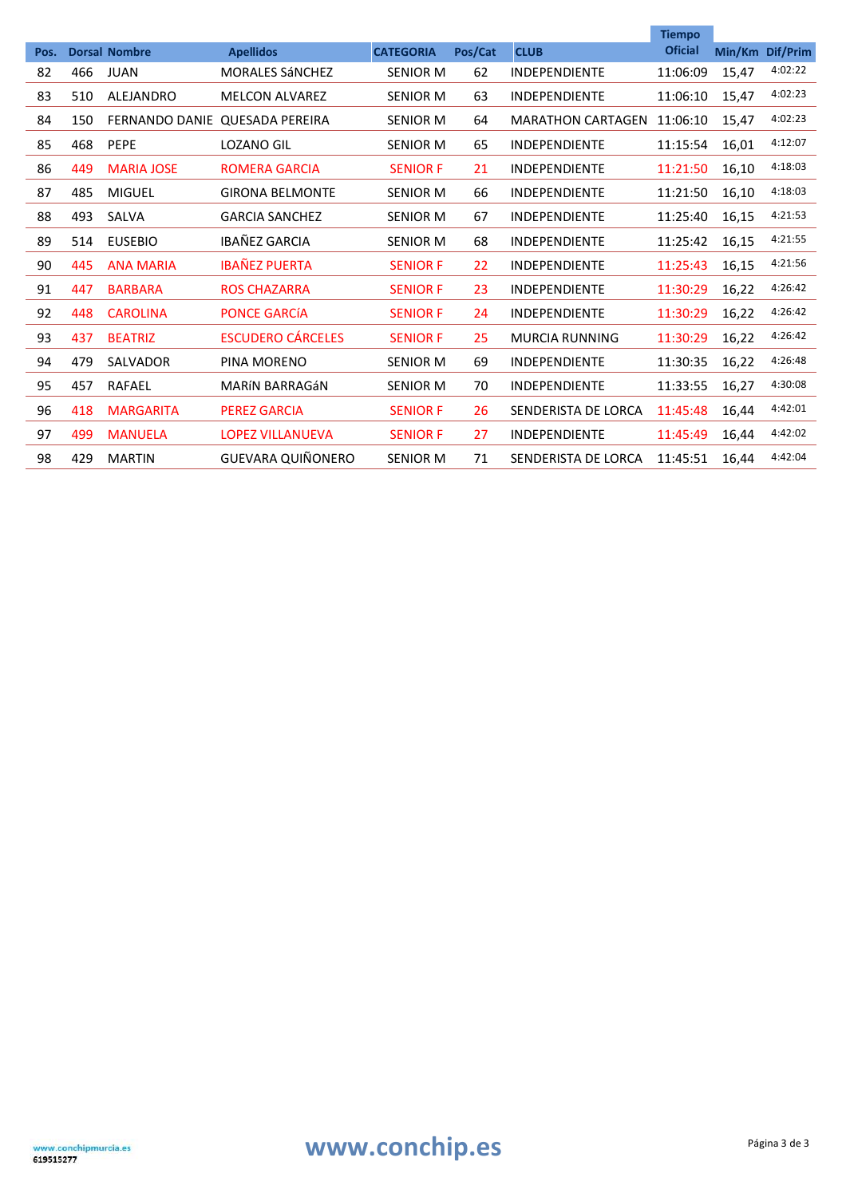| Pos. | Dorsal | Nombre | Apellidos | CATEGORIA | Pos/Cat | CLUB | Tiempo Oficial | Min/Km | Dif/Prim |
|---|---|---|---|---|---|---|---|---|---|
| 82 | 466 | JUAN | MORALES SáNCHEZ | SENIOR M | 62 | INDEPENDIENTE | 11:06:09 | 15,47 | 4:02:22 |
| 83 | 510 | ALEJANDRO | MELCON ALVAREZ | SENIOR M | 63 | INDEPENDIENTE | 11:06:10 | 15,47 | 4:02:23 |
| 84 | 150 | FERNANDO DANIE | QUESADA PEREIRA | SENIOR M | 64 | MARATHON CARTAGEN | 11:06:10 | 15,47 | 4:02:23 |
| 85 | 468 | PEPE | LOZANO GIL | SENIOR M | 65 | INDEPENDIENTE | 11:15:54 | 16,01 | 4:12:07 |
| 86 | 449 | MARIA JOSE | ROMERA GARCIA | SENIOR F | 21 | INDEPENDIENTE | 11:21:50 | 16,10 | 4:18:03 |
| 87 | 485 | MIGUEL | GIRONA BELMONTE | SENIOR M | 66 | INDEPENDIENTE | 11:21:50 | 16,10 | 4:18:03 |
| 88 | 493 | SALVA | GARCIA SANCHEZ | SENIOR M | 67 | INDEPENDIENTE | 11:25:40 | 16,15 | 4:21:53 |
| 89 | 514 | EUSEBIO | IBAÑEZ GARCIA | SENIOR M | 68 | INDEPENDIENTE | 11:25:42 | 16,15 | 4:21:55 |
| 90 | 445 | ANA MARIA | IBAÑEZ PUERTA | SENIOR F | 22 | INDEPENDIENTE | 11:25:43 | 16,15 | 4:21:56 |
| 91 | 447 | BARBARA | ROS CHAZARRA | SENIOR F | 23 | INDEPENDIENTE | 11:30:29 | 16,22 | 4:26:42 |
| 92 | 448 | CAROLINA | PONCE GARCíA | SENIOR F | 24 | INDEPENDIENTE | 11:30:29 | 16,22 | 4:26:42 |
| 93 | 437 | BEATRIZ | ESCUDERO CÁRCELES | SENIOR F | 25 | MURCIA RUNNING | 11:30:29 | 16,22 | 4:26:42 |
| 94 | 479 | SALVADOR | PINA MORENO | SENIOR M | 69 | INDEPENDIENTE | 11:30:35 | 16,22 | 4:26:48 |
| 95 | 457 | RAFAEL | MARíN BARRAGáN | SENIOR M | 70 | INDEPENDIENTE | 11:33:55 | 16,27 | 4:30:08 |
| 96 | 418 | MARGARITA | PEREZ GARCIA | SENIOR F | 26 | SENDERISTA DE LORCA | 11:45:48 | 16,44 | 4:42:01 |
| 97 | 499 | MANUELA | LOPEZ VILLANUEVA | SENIOR F | 27 | INDEPENDIENTE | 11:45:49 | 16,44 | 4:42:02 |
| 98 | 429 | MARTIN | GUEVARA QUIÑONERO | SENIOR M | 71 | SENDERISTA DE LORCA | 11:45:51 | 16,44 | 4:42:04 |

www.conchipmurcia.es
619515277

www.conchip.es